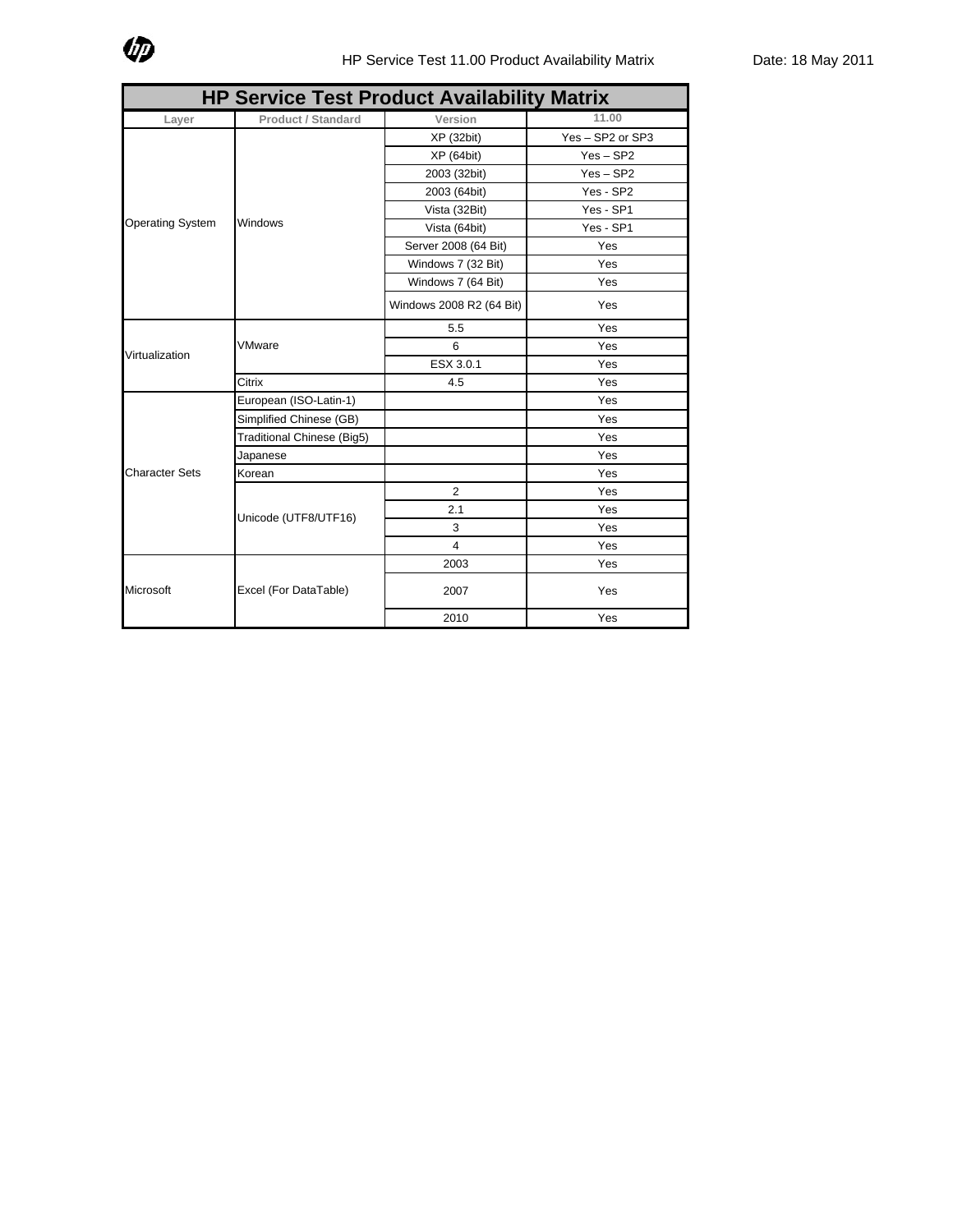# HP Service Test Product Availability Matrix

| Layer | Product / Standard | Version | 11.00 |
|---|---|---|---|
| Operating System | Windows | XP (32bit) | Yes – SP2 or SP3 |
| | | XP (64bit) | Yes – SP2 |
| | | 2003 (32bit) | Yes – SP2 |
| | | 2003 (64bit) | Yes - SP2 |
| | | Vista (32Bit) | Yes - SP1 |
| | | Vista (64bit) | Yes - SP1 |
| | | Server 2008 (64 Bit) | Yes |
| | | Windows 7 (32 Bit) | Yes |
| | | Windows 7 (64 Bit) | Yes |
| | | Windows 2008 R2 (64 Bit) | Yes |
| Virtualization | VMware | 5.5 | Yes |
| | | 6 | Yes |
| | | ESX 3.0.1 | Yes |
| | Citrix | 4.5 | Yes |
| Character Sets | European (ISO-Latin-1) | | Yes |
| | Simplified Chinese (GB) | | Yes |
| | Traditional Chinese (Big5) | | Yes |
| | Japanese | | Yes |
| | Korean | | Yes |
| | Unicode (UTF8/UTF16) | 2 | Yes |
| | | 2.1 | Yes |
| | | 3 | Yes |
| | | 4 | Yes |
| Microsoft | Excel (For DataTable) | 2003 | Yes |
| | | 2007 | Yes |
| | | 2010 | Yes |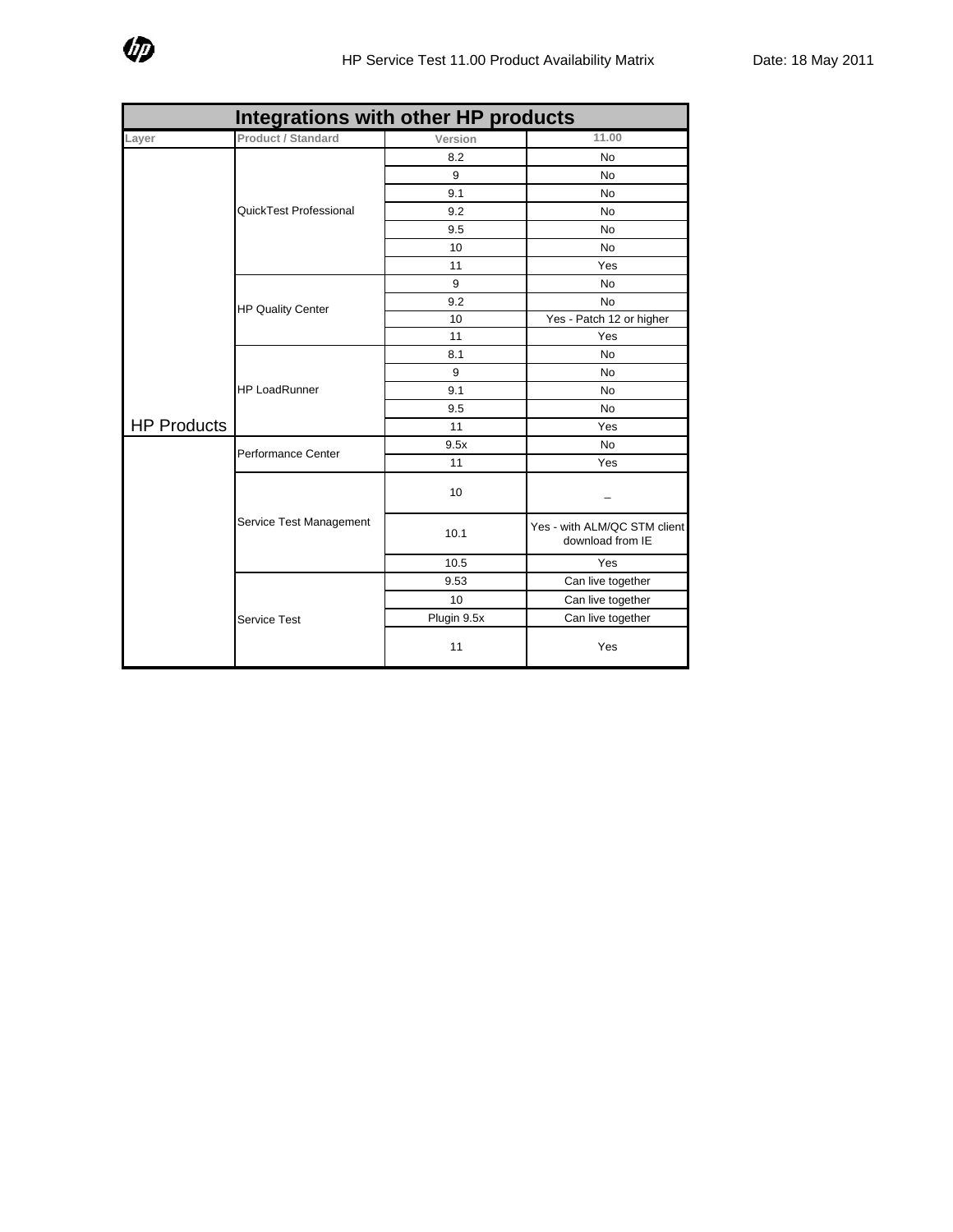## Integrations with other HP products

| Layer | Product / Standard | Version | 11.00 |
|---|---|---|---|
| HP Products | QuickTest Professional | 8.2 | No |
| | | 9 | No |
| | | 9.1 | No |
| | | 9.2 | No |
| | | 9.5 | No |
| | | 10 | No |
| | | 11 | Yes |
| | HP Quality Center | 9 | No |
| | | 9.2 | No |
| | | 10 | Yes - Patch 12 or higher |
| | | 11 | Yes |
| | HP LoadRunner | 8.1 | No |
| | | 9 | No |
| | | 9.1 | No |
| | | 9.5 | No |
| | | 11 | Yes |
| | Performance Center | 9.5x | No |
| | | 11 | Yes |
| | Service Test Management | 10 | _ |
| | | 10.1 | Yes - with ALM/QC STM client download from IE |
| | | 10.5 | Yes |
| | Service Test | 9.53 | Can live together |
| | | 10 | Can live together |
| | | Plugin 9.5x | Can live together |
| | | 11 | Yes |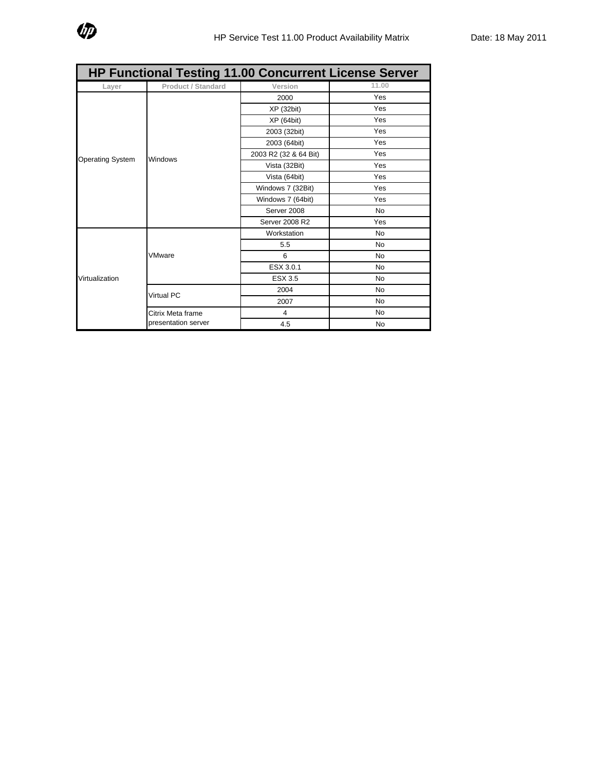## HP Functional Testing 11.00 Concurrent License Server

| Layer | Product / Standard | Version | 11.00 |
|---|---|---|---|
| Operating System | Windows | 2000 | Yes |
| | | XP (32bit) | Yes |
| | | XP (64bit) | Yes |
| | | 2003 (32bit) | Yes |
| | | 2003 (64bit) | Yes |
| | | 2003 R2 (32 & 64 Bit) | Yes |
| | | Vista (32Bit) | Yes |
| | | Vista (64bit) | Yes |
| | | Windows 7 (32Bit) | Yes |
| | | Windows 7 (64bit) | Yes |
| | | Server 2008 | No |
| | | Server 2008 R2 | Yes |
| Virtualization | VMware | Workstation | No |
| | | 5.5 | No |
| | | 6 | No |
| | | ESX 3.0.1 | No |
| | | ESX 3.5 | No |
| | Virtual PC | 2004 | No |
| | | 2007 | No |
| | Citrix Meta frame presentation server | 4 | No |
| | | 4.5 | No |